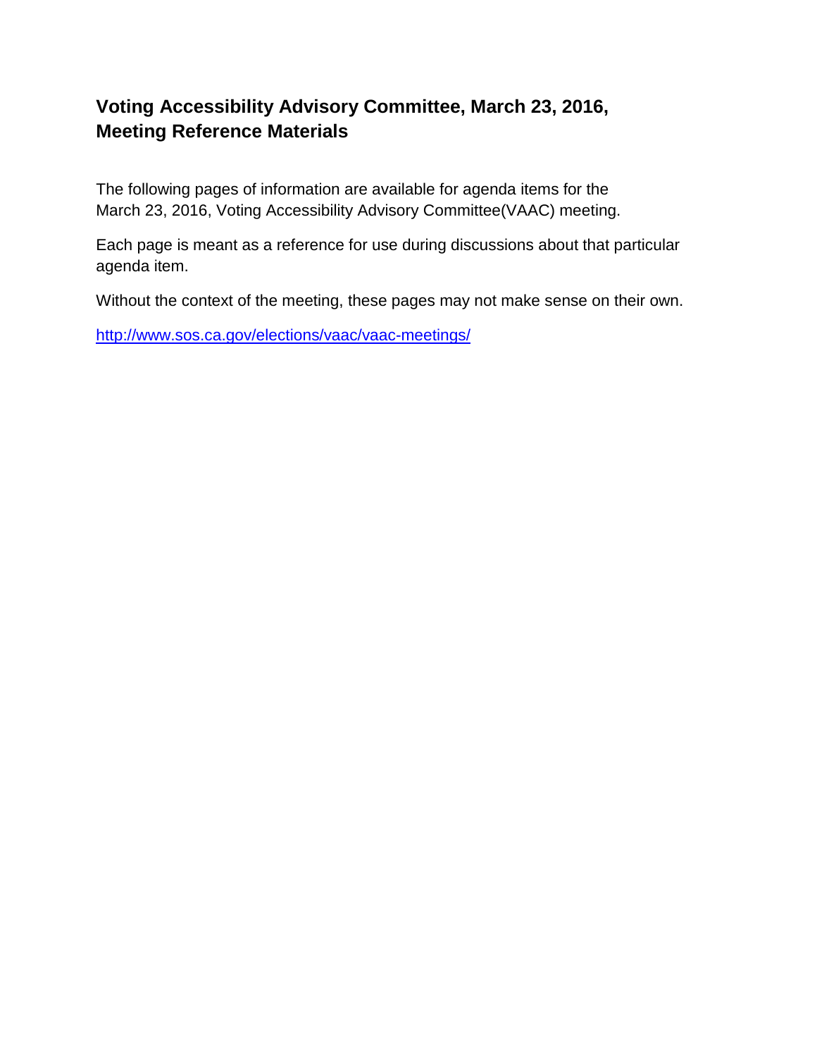# Voting Accessibility Advisory Committee, March 23, 2016, Meeting Reference Materials

The following pages of information are available for agenda items for the March 23, 2016, Voting Accessibility Advisory Committee(VAAC) meeting.

Each page is meant as a reference for use during discussions about that particular agenda item.

Without the context of the meeting, these pages may not make sense on their own.

[http://www.sos.ca.gov/elections/vaac/vaac-meetings/](http://www.sos.ca.gov/elections/vaac/vaac-meetings/)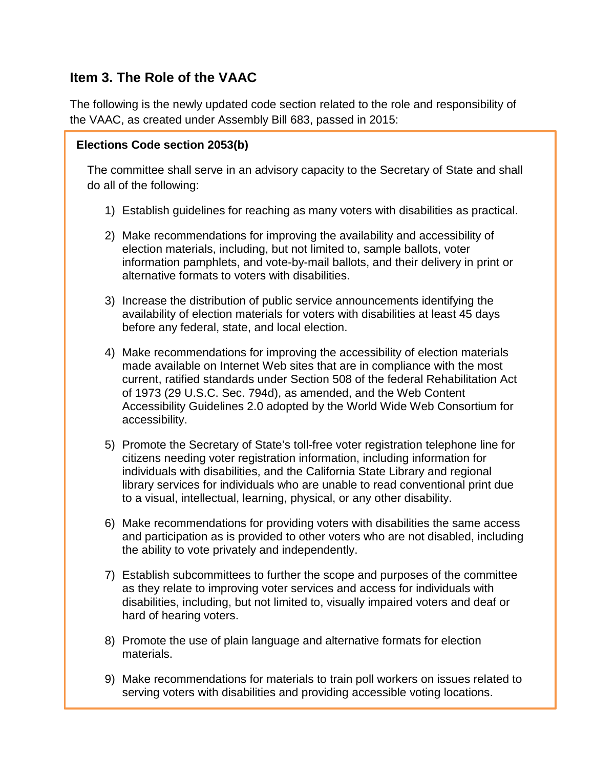## Item 3. The Role of the VAAC

The following is the newly updated code section related to the role and responsibility of the VAAC, as created under Assembly Bill 683, passed in 2015:

**Elections Code section 2053(b)**

The committee shall serve in an advisory capacity to the Secretary of State and shall do all of the following:

1) Establish guidelines for reaching as many voters with disabilities as practical.
2) Make recommendations for improving the availability and accessibility of election materials, including, but not limited to, sample ballots, voter information pamphlets, and vote-by-mail ballots, and their delivery in print or alternative formats to voters with disabilities.
3) Increase the distribution of public service announcements identifying the availability of election materials for voters with disabilities at least 45 days before any federal, state, and local election.
4) Make recommendations for improving the accessibility of election materials made available on Internet Web sites that are in compliance with the most current, ratified standards under Section 508 of the federal Rehabilitation Act of 1973 (29 U.S.C. Sec. 794d), as amended, and the Web Content Accessibility Guidelines 2.0 adopted by the World Wide Web Consortium for accessibility.
5) Promote the Secretary of State's toll-free voter registration telephone line for citizens needing voter registration information, including information for individuals with disabilities, and the California State Library and regional library services for individuals who are unable to read conventional print due to a visual, intellectual, learning, physical, or any other disability.
6) Make recommendations for providing voters with disabilities the same access and participation as is provided to other voters who are not disabled, including the ability to vote privately and independently.
7) Establish subcommittees to further the scope and purposes of the committee as they relate to improving voter services and access for individuals with disabilities, including, but not limited to, visually impaired voters and deaf or hard of hearing voters.
8) Promote the use of plain language and alternative formats for election materials.
9) Make recommendations for materials to train poll workers on issues related to serving voters with disabilities and providing accessible voting locations.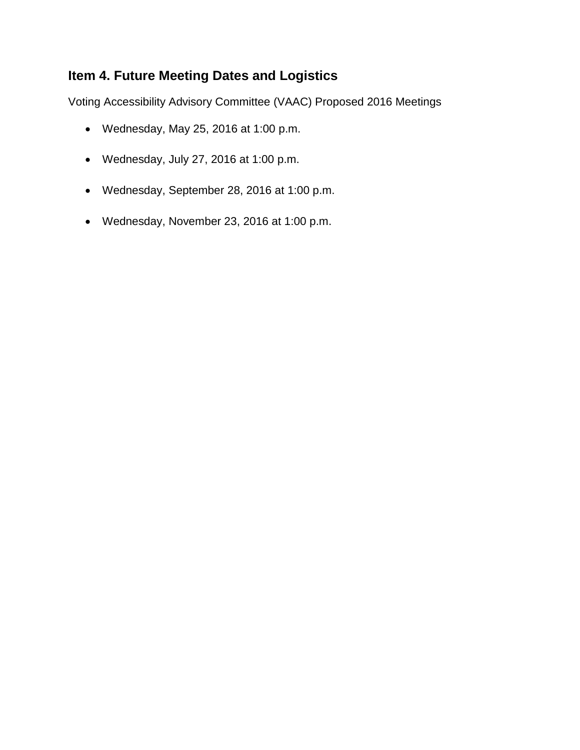## Item 4. Future Meeting Dates and Logistics

Voting Accessibility Advisory Committee (VAAC) Proposed 2016 Meetings

- Wednesday, May 25, 2016 at 1:00 p.m.
- Wednesday, July 27, 2016 at 1:00 p.m.
- Wednesday, September 28, 2016 at 1:00 p.m.
- Wednesday, November 23, 2016 at 1:00 p.m.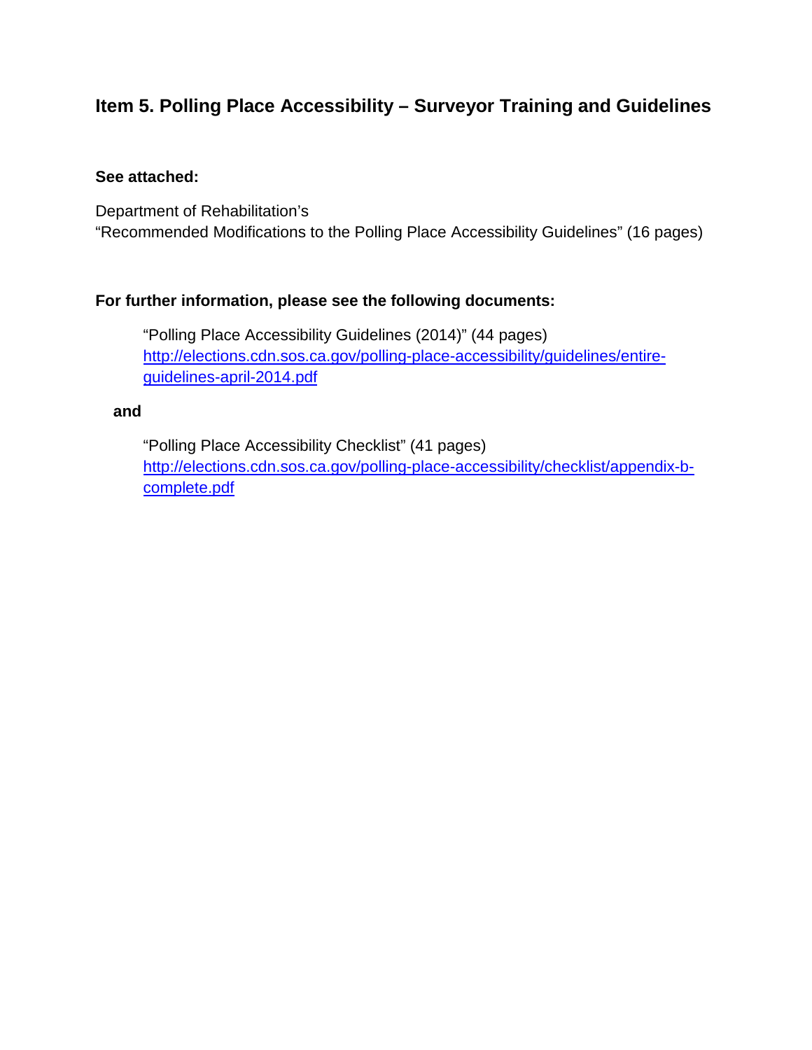## Item 5. Polling Place Accessibility – Surveyor Training and Guidelines

**See attached:**

Department of Rehabilitation's
"Recommended Modifications to the Polling Place Accessibility Guidelines" (16 pages)

**For further information, please see the following documents:**

> "Polling Place Accessibility Guidelines (2014)" (44 pages)
> http://elections.cdn.sos.ca.gov/polling-place-accessibility/guidelines/entire-guidelines-april-2014.pdf

**and**

> "Polling Place Accessibility Checklist" (41 pages)
> http://elections.cdn.sos.ca.gov/polling-place-accessibility/checklist/appendix-b-complete.pdf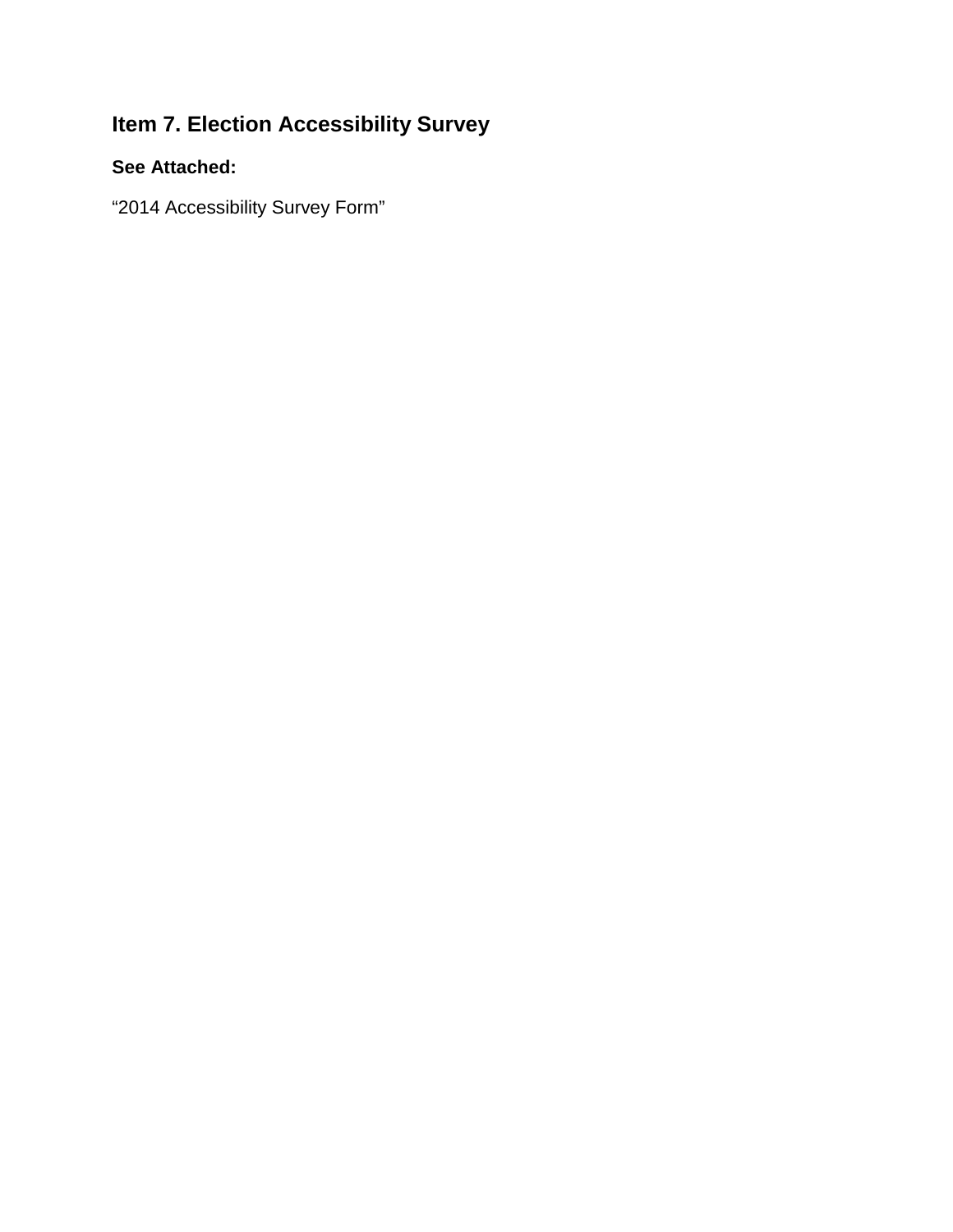## Item 7. Election Accessibility Survey

**See Attached:**

“2014 Accessibility Survey Form”